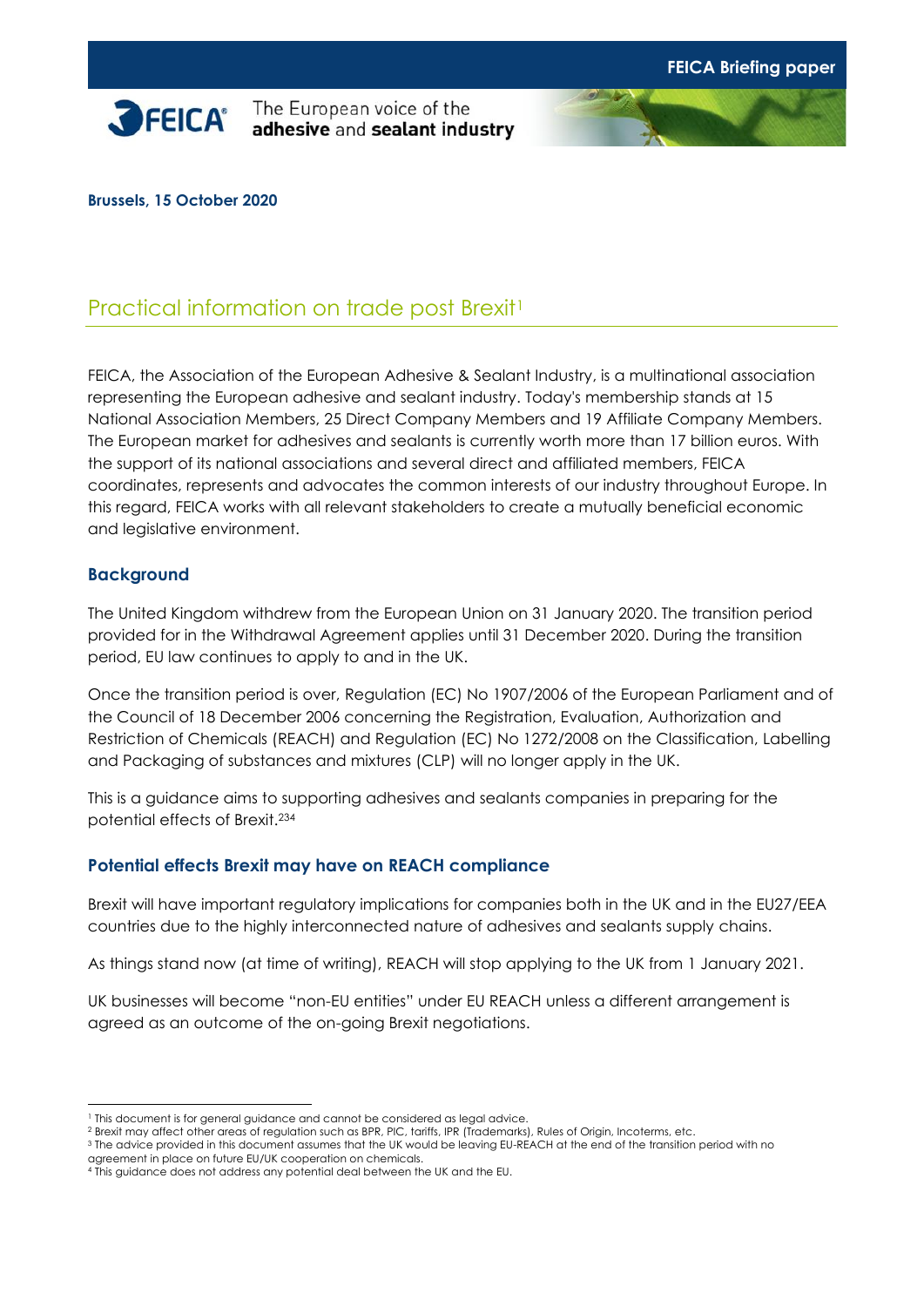FEICA Briefing paper

FEICA The European voice of the **adhesive** and **sealant industry**

**Brussels, 15 October 2020**

# Practical information on trade post Brexit[1]

FEICA, the Association of the European Adhesive & Sealant Industry, is a multinational association representing the European adhesive and sealant industry. Today's membership stands at 15 National Association Members, 25 Direct Company Members and 19 Affiliate Company Members. The European market for adhesives and sealants is currently worth more than 17 billion euros. With the support of its national associations and several direct and affiliated members, FEICA coordinates, represents and advocates the common interests of our industry throughout Europe. In this regard, FEICA works with all relevant stakeholders to create a mutually beneficial economic and legislative environment.

## Background

The United Kingdom withdrew from the European Union on 31 January 2020. The transition period provided for in the Withdrawal Agreement applies until 31 December 2020. During the transition period, EU law continues to apply to and in the UK.

Once the transition period is over, Regulation (EC) No 1907/2006 of the European Parliament and of the Council of 18 December 2006 concerning the Registration, Evaluation, Authorization and Restriction of Chemicals (REACH) and Regulation (EC) No 1272/2008 on the Classification, Labelling and Packaging of substances and mixtures (CLP) will no longer apply in the UK.

This is a guidance aims to supporting adhesives and sealants companies in preparing for the potential effects of Brexit.[2,3,4]

## Potential effects Brexit may have on REACH compliance

Brexit will have important regulatory implications for companies both in the UK and in the EU27/EEA countries due to the highly interconnected nature of adhesives and sealants supply chains.

As things stand now (at time of writing), REACH will stop applying to the UK from 1 January 2021.

UK businesses will become "non-EU entities" under EU REACH unless a different arrangement is agreed as an outcome of the on-going Brexit negotiations.

---

[1] This document is for general guidance and cannot be considered as legal advice.
[2] Brexit may affect other areas of regulation such as BPR, PIC, tariffs, IPR (Trademarks), Rules of Origin, Incoterms, etc.
[3] The advice provided in this document assumes that the UK would be leaving EU-REACH at the end of the transition period with no agreement in place on future EU/UK cooperation on chemicals.
[4] This guidance does not address any potential deal between the UK and the EU.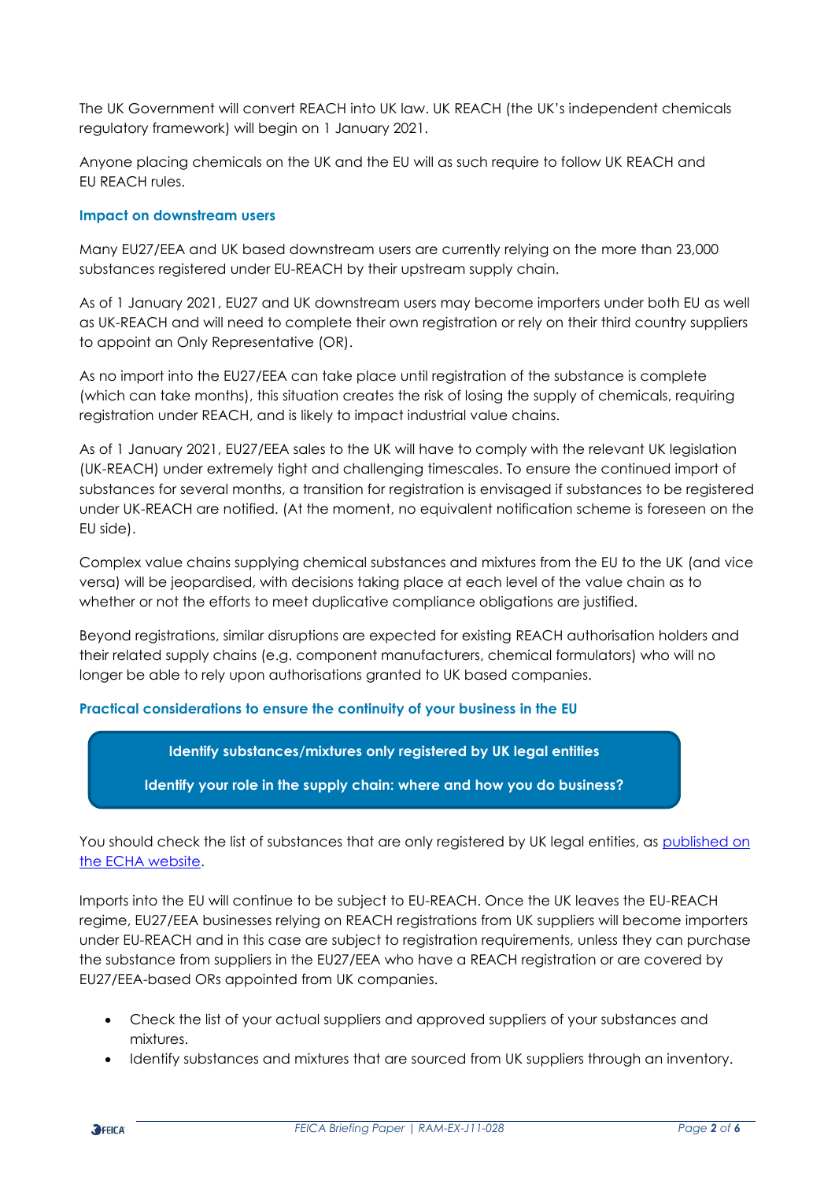The UK Government will convert REACH into UK law. UK REACH (the UK's independent chemicals regulatory framework) will begin on 1 January 2021.

Anyone placing chemicals on the UK and the EU will as such require to follow UK REACH and EU REACH rules.

### Impact on downstream users

Many EU27/EEA and UK based downstream users are currently relying on the more than 23,000 substances registered under EU-REACH by their upstream supply chain.

As of 1 January 2021, EU27 and UK downstream users may become importers under both EU as well as UK-REACH and will need to complete their own registration or rely on their third country suppliers to appoint an Only Representative (OR).

As no import into the EU27/EEA can take place until registration of the substance is complete (which can take months), this situation creates the risk of losing the supply of chemicals, requiring registration under REACH, and is likely to impact industrial value chains.

As of 1 January 2021, EU27/EEA sales to the UK will have to comply with the relevant UK legislation (UK-REACH) under extremely tight and challenging timescales. To ensure the continued import of substances for several months, a transition for registration is envisaged if substances to be registered under UK-REACH are notified. (At the moment, no equivalent notification scheme is foreseen on the EU side).

Complex value chains supplying chemical substances and mixtures from the EU to the UK (and vice versa) will be jeopardised, with decisions taking place at each level of the value chain as to whether or not the efforts to meet duplicative compliance obligations are justified.

Beyond registrations, similar disruptions are expected for existing REACH authorisation holders and their related supply chains (e.g. component manufacturers, chemical formulators) who will no longer be able to rely upon authorisations granted to UK based companies.

### Practical considerations to ensure the continuity of your business in the EU

**Identify substances/mixtures only registered by UK legal entities**

**Identify your role in the supply chain: where and how you do business?**

You should check the list of substances that are only registered by UK legal entities, as [published on the ECHA website](#).

Imports into the EU will continue to be subject to EU-REACH. Once the UK leaves the EU-REACH regime, EU27/EEA businesses relying on REACH registrations from UK suppliers will become importers under EU-REACH and in this case are subject to registration requirements, unless they can purchase the substance from suppliers in the EU27/EEA who have a REACH registration or are covered by EU27/EEA-based ORs appointed from UK companies.

- Check the list of your actual suppliers and approved suppliers of your substances and mixtures.
- Identify substances and mixtures that are sourced from UK suppliers through an inventory.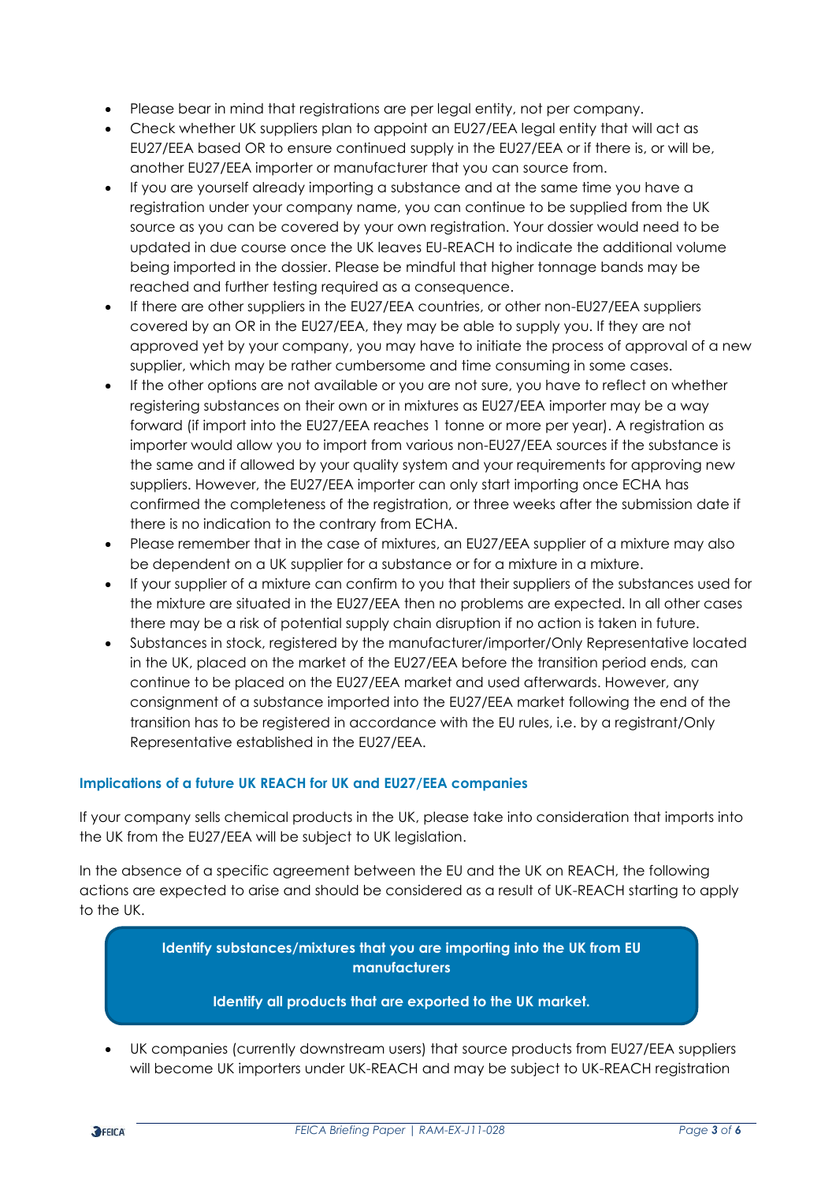- Please bear in mind that registrations are per legal entity, not per company.
- Check whether UK suppliers plan to appoint an EU27/EEA legal entity that will act as EU27/EEA based OR to ensure continued supply in the EU27/EEA or if there is, or will be, another EU27/EEA importer or manufacturer that you can source from.
- If you are yourself already importing a substance and at the same time you have a registration under your company name, you can continue to be supplied from the UK source as you can be covered by your own registration. Your dossier would need to be updated in due course once the UK leaves EU-REACH to indicate the additional volume being imported in the dossier. Please be mindful that higher tonnage bands may be reached and further testing required as a consequence.
- If there are other suppliers in the EU27/EEA countries, or other non-EU27/EEA suppliers covered by an OR in the EU27/EEA, they may be able to supply you. If they are not approved yet by your company, you may have to initiate the process of approval of a new supplier, which may be rather cumbersome and time consuming in some cases.
- If the other options are not available or you are not sure, you have to reflect on whether registering substances on their own or in mixtures as EU27/EEA importer may be a way forward (if import into the EU27/EEA reaches 1 tonne or more per year). A registration as importer would allow you to import from various non-EU27/EEA sources if the substance is the same and if allowed by your quality system and your requirements for approving new suppliers. However, the EU27/EEA importer can only start importing once ECHA has confirmed the completeness of the registration, or three weeks after the submission date if there is no indication to the contrary from ECHA.
- Please remember that in the case of mixtures, an EU27/EEA supplier of a mixture may also be dependent on a UK supplier for a substance or for a mixture in a mixture.
- If your supplier of a mixture can confirm to you that their suppliers of the substances used for the mixture are situated in the EU27/EEA then no problems are expected. In all other cases there may be a risk of potential supply chain disruption if no action is taken in future.
- Substances in stock, registered by the manufacturer/importer/Only Representative located in the UK, placed on the market of the EU27/EEA before the transition period ends, can continue to be placed on the EU27/EEA market and used afterwards. However, any consignment of a substance imported into the EU27/EEA market following the end of the transition has to be registered in accordance with the EU rules, i.e. by a registrant/Only Representative established in the EU27/EEA.

### Implications of a future UK REACH for UK and EU27/EEA companies

If your company sells chemical products in the UK, please take into consideration that imports into the UK from the EU27/EEA will be subject to UK legislation.

In the absence of a specific agreement between the EU and the UK on REACH, the following actions are expected to arise and should be considered as a result of UK-REACH starting to apply to the UK.

**Identify substances/mixtures that you are importing into the UK from EU manufacturers**

**Identify all products that are exported to the UK market.**

- UK companies (currently downstream users) that source products from EU27/EEA suppliers will become UK importers under UK-REACH and may be subject to UK-REACH registration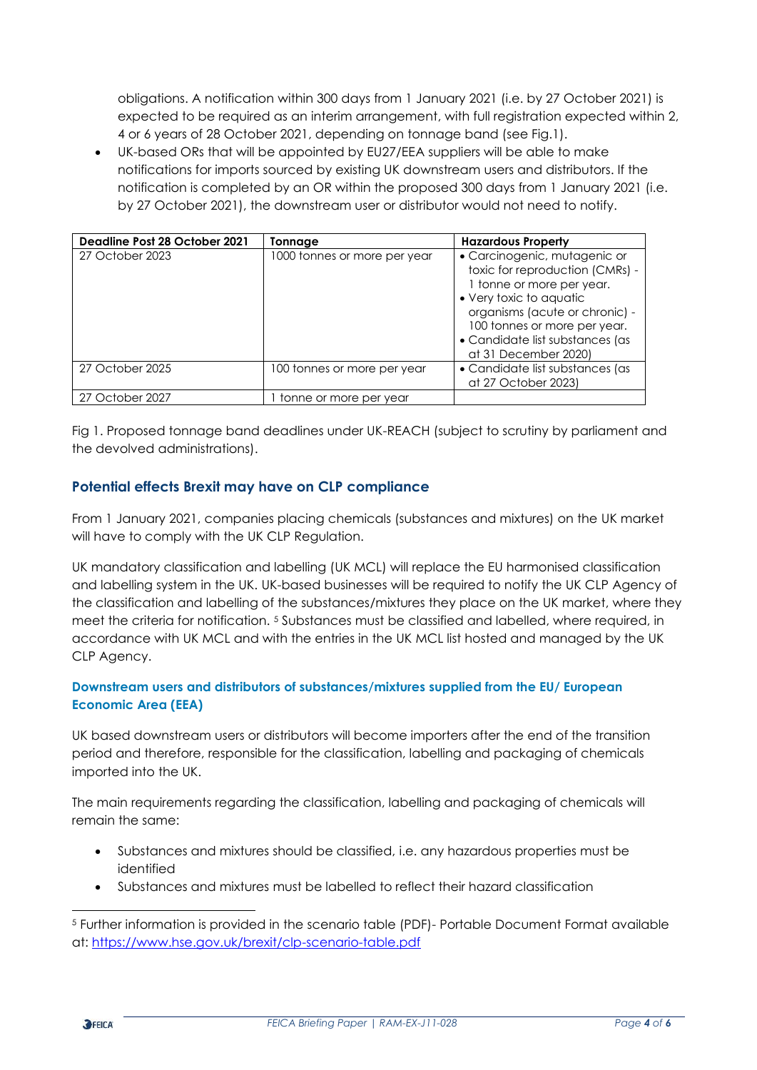obligations. A notification within 300 days from 1 January 2021 (i.e. by 27 October 2021) is expected to be required as an interim arrangement, with full registration expected within 2, 4 or 6 years of 28 October 2021, depending on tonnage band (see Fig.1).

- UK-based ORs that will be appointed by EU27/EEA suppliers will be able to make notifications for imports sourced by existing UK downstream users and distributors. If the notification is completed by an OR within the proposed 300 days from 1 January 2021 (i.e. by 27 October 2021), the downstream user or distributor would not need to notify.

| Deadline Post 28 October 2021 | Tonnage | Hazardous Property |
|---|---|---|
| 27 October 2023 | 1000 tonnes or more per year | • Carcinogenic, mutagenic or toxic for reproduction (CMRs) - 1 tonne or more per year.<br>• Very toxic to aquatic organisms (acute or chronic) - 100 tonnes or more per year.<br>• Candidate list substances (as at 31 December 2020) |
| 27 October 2025 | 100 tonnes or more per year | • Candidate list substances (as at 27 October 2023) |
| 27 October 2027 | 1 tonne or more per year | |

Fig 1. Proposed tonnage band deadlines under UK-REACH (subject to scrutiny by parliament and the devolved administrations).

## Potential effects Brexit may have on CLP compliance

From 1 January 2021, companies placing chemicals (substances and mixtures) on the UK market will have to comply with the UK CLP Regulation.

UK mandatory classification and labelling (UK MCL) will replace the EU harmonised classification and labelling system in the UK. UK-based businesses will be required to notify the UK CLP Agency of the classification and labelling of the substances/mixtures they place on the UK market, where they meet the criteria for notification. [5] Substances must be classified and labelled, where required, in accordance with UK MCL and with the entries in the UK MCL list hosted and managed by the UK CLP Agency.

### Downstream users and distributors of substances/mixtures supplied from the EU/ European Economic Area (EEA)

UK based downstream users or distributors will become importers after the end of the transition period and therefore, responsible for the classification, labelling and packaging of chemicals imported into the UK.

The main requirements regarding the classification, labelling and packaging of chemicals will remain the same:

- Substances and mixtures should be classified, i.e. any hazardous properties must be identified
- Substances and mixtures must be labelled to reflect their hazard classification

[5] Further information is provided in the scenario table (PDF)- Portable Document Format available at: https://www.hse.gov.uk/brexit/clp-scenario-table.pdf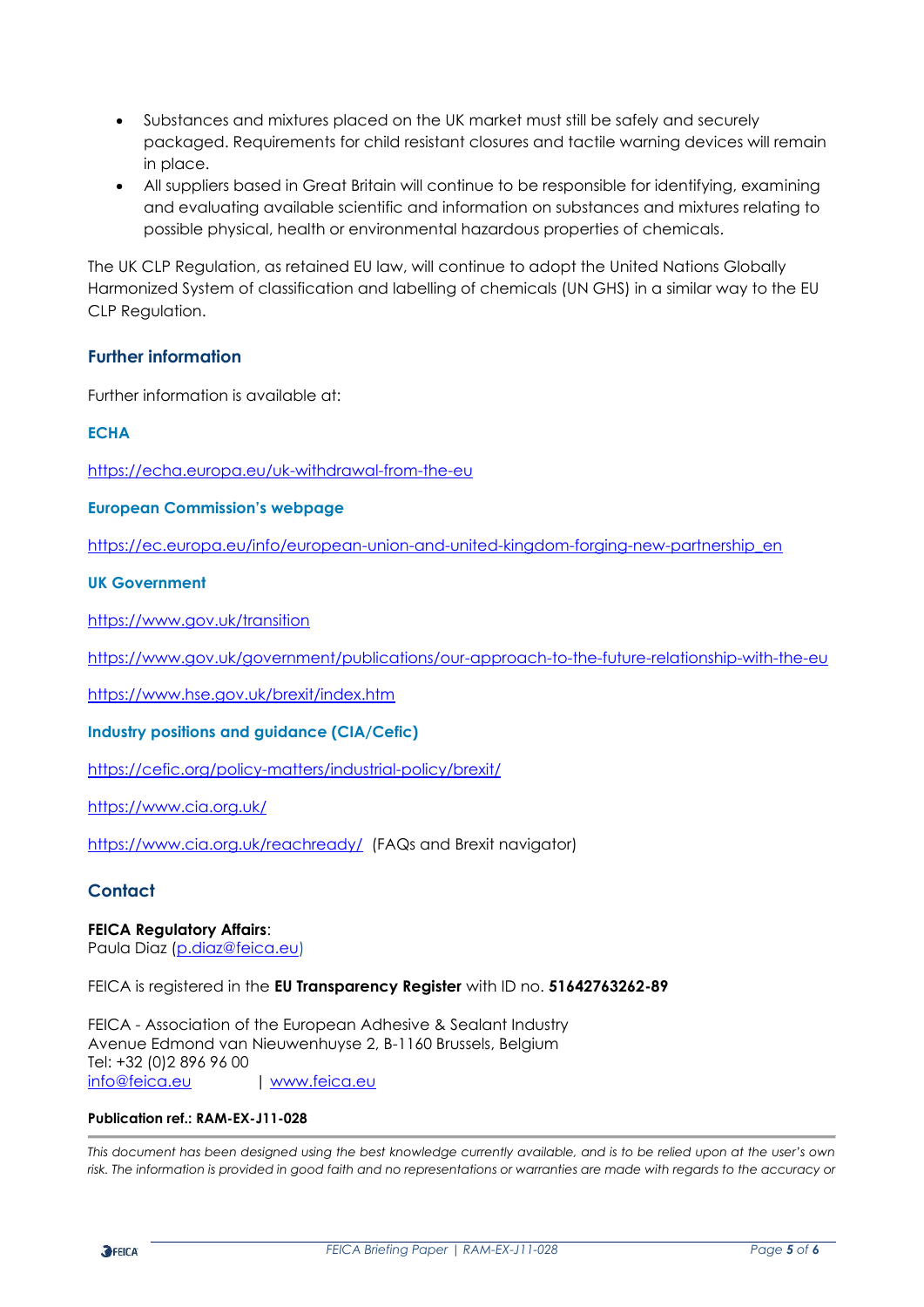- Substances and mixtures placed on the UK market must still be safely and securely packaged. Requirements for child resistant closures and tactile warning devices will remain in place.
- All suppliers based in Great Britain will continue to be responsible for identifying, examining and evaluating available scientific and information on substances and mixtures relating to possible physical, health or environmental hazardous properties of chemicals.

The UK CLP Regulation, as retained EU law, will continue to adopt the United Nations Globally Harmonized System of classification and labelling of chemicals (UN GHS) in a similar way to the EU CLP Regulation.

## Further information

Further information is available at:

### ECHA

https://echa.europa.eu/uk-withdrawal-from-the-eu

### European Commission's webpage

https://ec.europa.eu/info/european-union-and-united-kingdom-forging-new-partnership_en

### UK Government

https://www.gov.uk/transition

https://www.gov.uk/government/publications/our-approach-to-the-future-relationship-with-the-eu

https://www.hse.gov.uk/brexit/index.htm

### Industry positions and guidance (CIA/Cefic)

https://cefic.org/policy-matters/industrial-policy/brexit/

https://www.cia.org.uk/

https://www.cia.org.uk/reachready/ (FAQs and Brexit navigator)

## Contact

**FEICA Regulatory Affairs**:
Paula Diaz (p.diaz@feica.eu)

FEICA is registered in the **EU Transparency Register** with ID no. **51642763262-89**

FEICA - Association of the European Adhesive & Sealant Industry
Avenue Edmond van Nieuwenhuyse 2, B-1160 Brussels, Belgium
Tel: +32 (0)2 896 96 00
info@feica.eu | www.feica.eu

**Publication ref.: RAM-EX-J11-028**

*This document has been designed using the best knowledge currently available, and is to be relied upon at the user's own risk. The information is provided in good faith and no representations or warranties are made with regards to the accuracy or*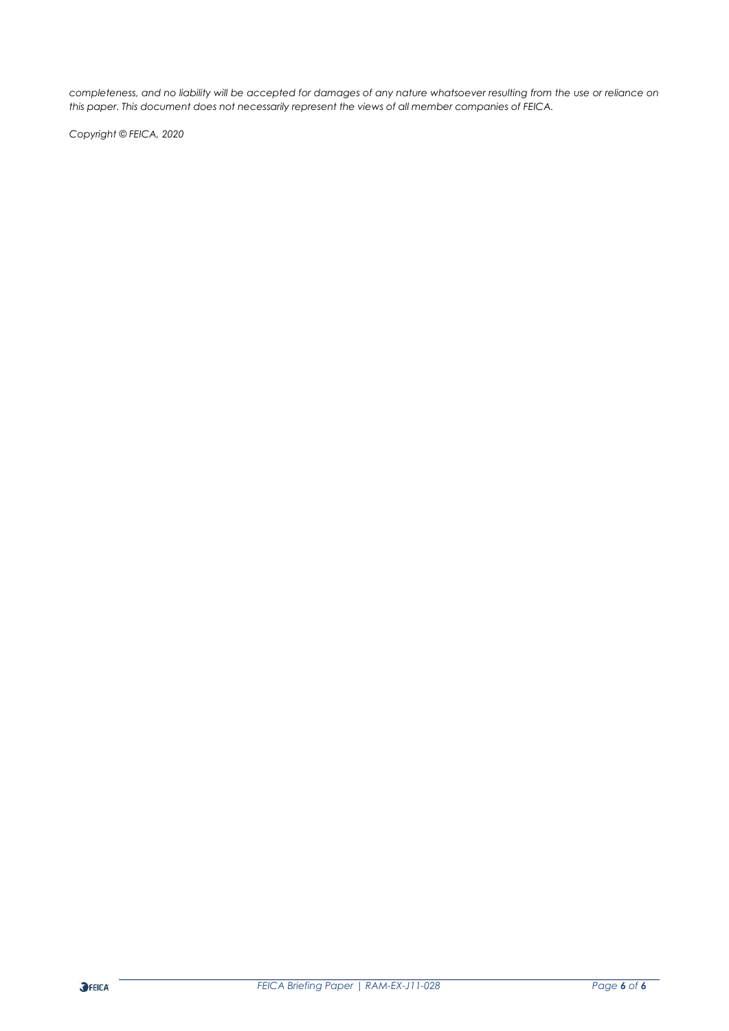*completeness, and no liability will be accepted for damages of any nature whatsoever resulting from the use or reliance on this paper. This document does not necessarily represent the views of all member companies of FEICA.*

*Copyright © FEICA, 2020*